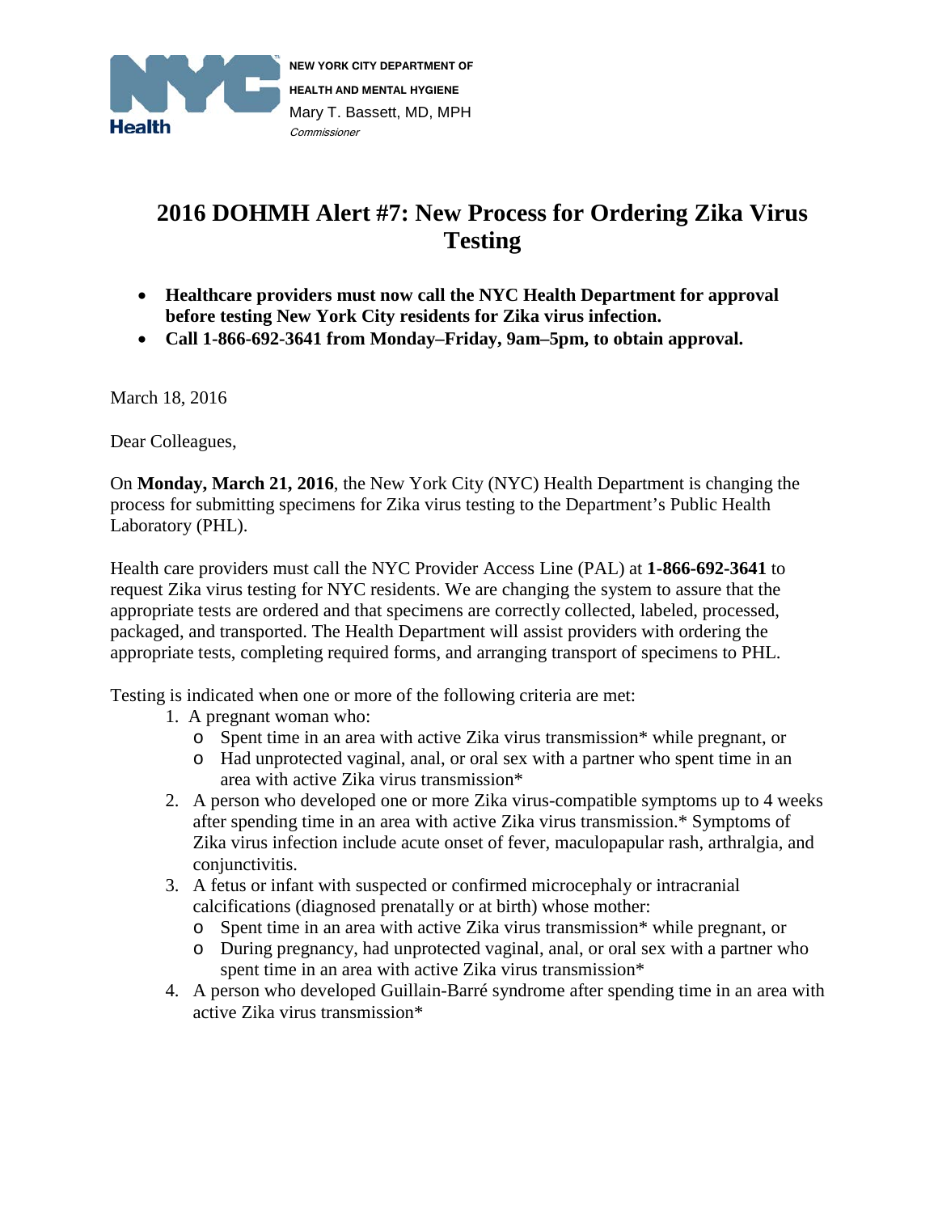NEW YORK CITY DEPARTMENT OF HEALTH AND MENTAL HYGIENE
Mary T. Bassett, MD, MPH
*Commissioner*

# 2016 DOHMH Alert #7: New Process for Ordering Zika Virus Testing

- **Healthcare providers must now call the NYC Health Department for approval before testing New York City residents for Zika virus infection.**
- **Call 1-866-692-3641 from Monday–Friday, 9am–5pm, to obtain approval.**

March 18, 2016

Dear Colleagues,

On **Monday, March 21, 2016**, the New York City (NYC) Health Department is changing the process for submitting specimens for Zika virus testing to the Department's Public Health Laboratory (PHL).

Health care providers must call the NYC Provider Access Line (PAL) at **1-866-692-3641** to request Zika virus testing for NYC residents. We are changing the system to assure that the appropriate tests are ordered and that specimens are correctly collected, labeled, processed, packaged, and transported. The Health Department will assist providers with ordering the appropriate tests, completing required forms, and arranging transport of specimens to PHL.

Testing is indicated when one or more of the following criteria are met:

1. A pregnant woman who:
   - Spent time in an area with active Zika virus transmission* while pregnant, or
   - Had unprotected vaginal, anal, or oral sex with a partner who spent time in an area with active Zika virus transmission*
2. A person who developed one or more Zika virus-compatible symptoms up to 4 weeks after spending time in an area with active Zika virus transmission.* Symptoms of Zika virus infection include acute onset of fever, maculopapular rash, arthralgia, and conjunctivitis.
3. A fetus or infant with suspected or confirmed microcephaly or intracranial calcifications (diagnosed prenatally or at birth) whose mother:
   - Spent time in an area with active Zika virus transmission* while pregnant, or
   - During pregnancy, had unprotected vaginal, anal, or oral sex with a partner who spent time in an area with active Zika virus transmission*
4. A person who developed Guillain-Barré syndrome after spending time in an area with active Zika virus transmission*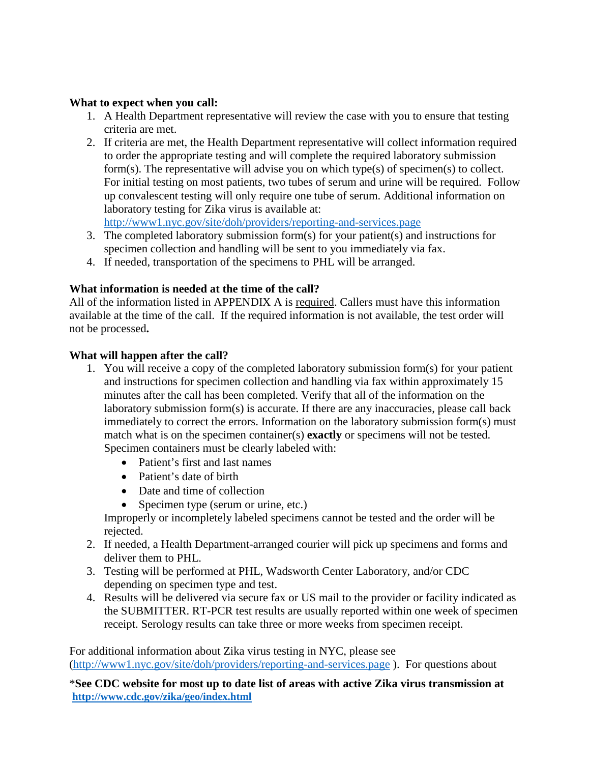**What to expect when you call:**

1. A Health Department representative will review the case with you to ensure that testing criteria are met.
2. If criteria are met, the Health Department representative will collect information required to order the appropriate testing and will complete the required laboratory submission form(s). The representative will advise you on which type(s) of specimen(s) to collect. For initial testing on most patients, two tubes of serum and urine will be required. Follow up convalescent testing will only require one tube of serum. Additional information on laboratory testing for Zika virus is available at: http://www1.nyc.gov/site/doh/providers/reporting-and-services.page
3. The completed laboratory submission form(s) for your patient(s) and instructions for specimen collection and handling will be sent to you immediately via fax.
4. If needed, transportation of the specimens to PHL will be arranged.

**What information is needed at the time of the call?**

All of the information listed in APPENDIX A is required. Callers must have this information available at the time of the call. If the required information is not available, the test order will not be processed.

**What will happen after the call?**

1. You will receive a copy of the completed laboratory submission form(s) for your patient and instructions for specimen collection and handling via fax within approximately 15 minutes after the call has been completed. Verify that all of the information on the laboratory submission form(s) is accurate. If there are any inaccuracies, please call back immediately to correct the errors. Information on the laboratory submission form(s) must match what is on the specimen container(s) **exactly** or specimens will not be tested. Specimen containers must be clearly labeled with:
   - Patient's first and last names
   - Patient's date of birth
   - Date and time of collection
   - Specimen type (serum or urine, etc.)

   Improperly or incompletely labeled specimens cannot be tested and the order will be rejected.
2. If needed, a Health Department-arranged courier will pick up specimens and forms and deliver them to PHL.
3. Testing will be performed at PHL, Wadsworth Center Laboratory, and/or CDC depending on specimen type and test.
4. Results will be delivered via secure fax or US mail to the provider or facility indicated as the SUBMITTER. RT-PCR test results are usually reported within one week of specimen receipt. Serology results can take three or more weeks from specimen receipt.

For additional information about Zika virus testing in NYC, please see (http://www1.nyc.gov/site/doh/providers/reporting-and-services.page ). For questions about

*__See CDC website for most up to date list of areas with active Zika virus transmission at__ **http://www.cdc.gov/zika/geo/index.html**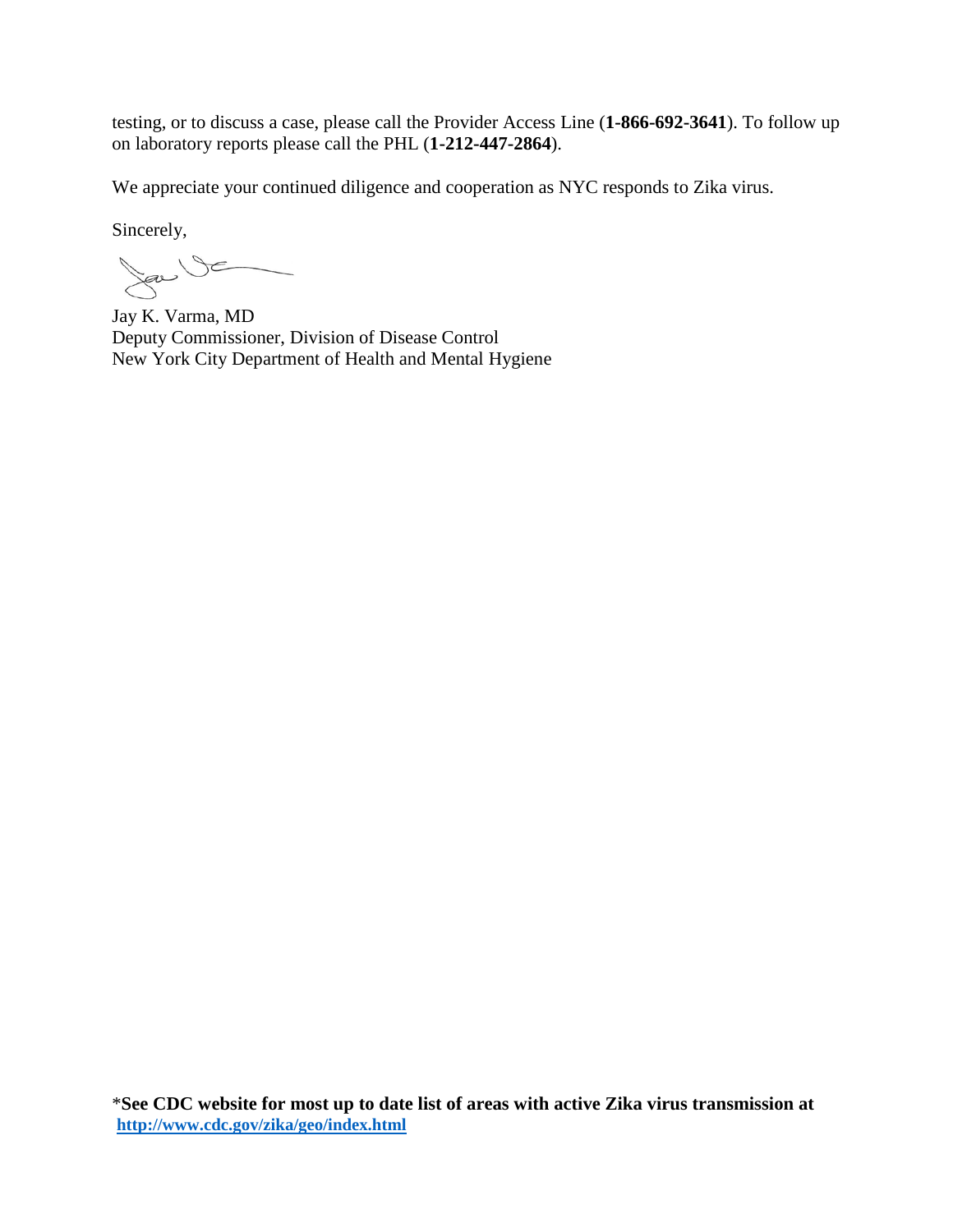testing, or to discuss a case, please call the Provider Access Line (**1-866-692-3641**). To follow up on laboratory reports please call the PHL (**1-212-447-2864**).

We appreciate your continued diligence and cooperation as NYC responds to Zika virus.

Sincerely,

Jay K. Varma, MD
Deputy Commissioner, Division of Disease Control
New York City Department of Health and Mental Hygiene

*__See CDC website for most up to date list of areas with active Zika virus transmission at [http://www.cdc.gov/zika/geo/index.html](http://www.cdc.gov/zika/geo/index.html)__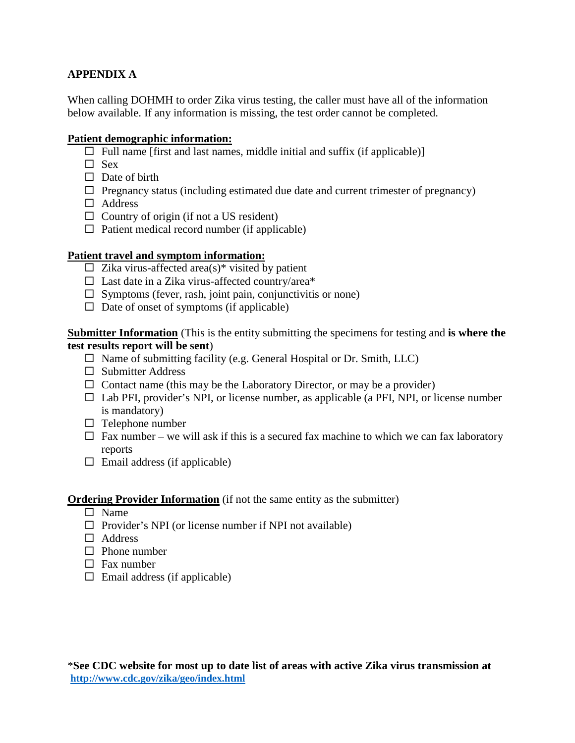## APPENDIX A

When calling DOHMH to order Zika virus testing, the caller must have all of the information below available. If any information is missing, the test order cannot be completed.

**Patient demographic information:**

- ☐ Full name [first and last names, middle initial and suffix (if applicable)]
- ☐ Sex
- ☐ Date of birth
- ☐ Pregnancy status (including estimated due date and current trimester of pregnancy)
- ☐ Address
- ☐ Country of origin (if not a US resident)
- ☐ Patient medical record number (if applicable)

**Patient travel and symptom information:**

- ☐ Zika virus-affected area(s)* visited by patient
- ☐ Last date in a Zika virus-affected country/area*
- ☐ Symptoms (fever, rash, joint pain, conjunctivitis or none)
- ☐ Date of onset of symptoms (if applicable)

**Submitter Information** (This is the entity submitting the specimens for testing and **is where the test results report will be sent**)

- ☐ Name of submitting facility (e.g. General Hospital or Dr. Smith, LLC)
- ☐ Submitter Address
- ☐ Contact name (this may be the Laboratory Director, or may be a provider)
- ☐ Lab PFI, provider's NPI, or license number, as applicable (a PFI, NPI, or license number is mandatory)
- ☐ Telephone number
- ☐ Fax number – we will ask if this is a secured fax machine to which we can fax laboratory reports
- ☐ Email address (if applicable)

**Ordering Provider Information** (if not the same entity as the submitter)

- ☐ Name
- ☐ Provider's NPI (or license number if NPI not available)
- ☐ Address
- ☐ Phone number
- ☐ Fax number
- ☐ Email address (if applicable)

*__See CDC website for most up to date list of areas with active Zika virus transmission at__ **http://www.cdc.gov/zika/geo/index.html**